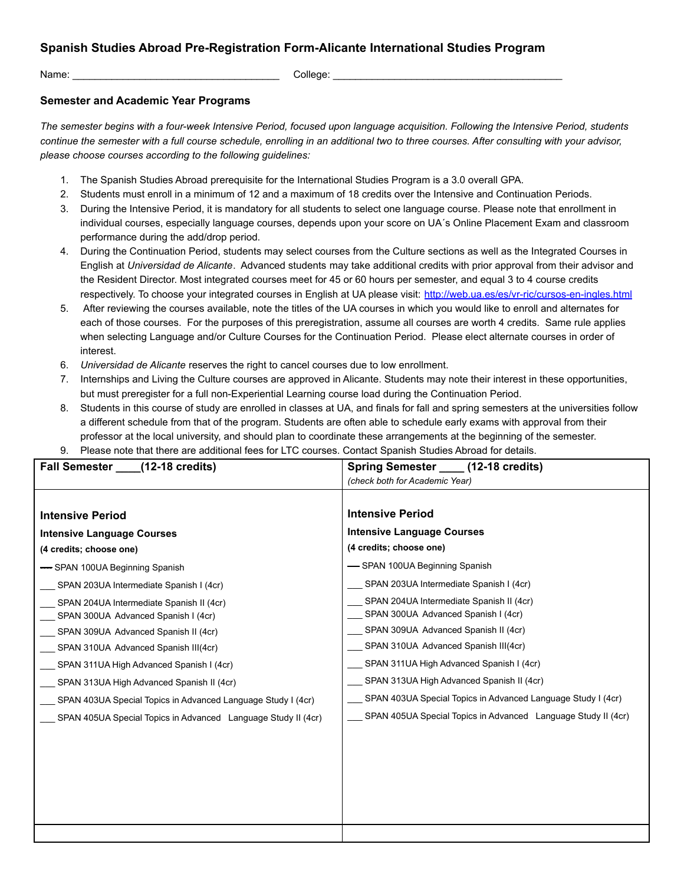## Spanish Studies Abroad Pre-Registration Form-Alicante International Studies Program

Name: _____________________________________ College: _________________________________________

### Semester and Academic Year Programs

*The semester begins with a four-week Intensive Period, focused upon language acquisition. Following the Intensive Period, students continue the semester with a full course schedule, enrolling in an additional two to three courses. After consulting with your advisor, please choose courses according to the following guidelines:*

1. The Spanish Studies Abroad prerequisite for the International Studies Program is a 3.0 overall GPA.
2. Students must enroll in a minimum of 12 and a maximum of 18 credits over the Intensive and Continuation Periods.
3. During the Intensive Period, it is mandatory for all students to select one language course. Please note that enrollment in individual courses, especially language courses, depends upon your score on UA´s Online Placement Exam and classroom performance during the add/drop period.
4. During the Continuation Period, students may select courses from the Culture sections as well as the Integrated Courses in English at *Universidad de Alicante*. Advanced students may take additional credits with prior approval from their advisor and the Resident Director. Most integrated courses meet for 45 or 60 hours per semester, and equal 3 to 4 course credits respectively. To choose your integrated courses in English at UA please visit: [http://web.ua.es/es/vr-ric/cursos-en-ingles.html](http://web.ua.es/es/vr-ric/cursos-en-ingles.html)
5. After reviewing the courses available, note the titles of the UA courses in which you would like to enroll and alternates for each of those courses. For the purposes of this preregistration, assume all courses are worth 4 credits. Same rule applies when selecting Language and/or Culture Courses for the Continuation Period. Please elect alternate courses in order of interest.
6. *Universidad de Alicante* reserves the right to cancel courses due to low enrollment.
7. Internships and Living the Culture courses are approved in Alicante. Students may note their interest in these opportunities, but must preregister for a full non-Experiential Learning course load during the Continuation Period.
8. Students in this course of study are enrolled in classes at UA, and finals for fall and spring semesters at the universities follow a different schedule from that of the program. Students are often able to schedule early exams with approval from their professor at the local university, and should plan to coordinate these arrangements at the beginning of the semester.
9. Please note that there are additional fees for LTC courses. Contact Spanish Studies Abroad for details.

| **Fall Semester ____(12-18 credits)** | **Spring Semester ____ (12-18 credits)** *(check both for Academic Year)* |
|---|---|
| **Intensive Period** | **Intensive Period** |
| **Intensive Language Courses** | **Intensive Language Courses** |
| **(4 credits; choose one)** | **(4 credits; choose one)** |
| --- SPAN 100UA Beginning Spanish | — SPAN 100UA Beginning Spanish |
| ___ SPAN 203UA Intermediate Spanish I (4cr) | ___ SPAN 203UA Intermediate Spanish I (4cr) |
| ___ SPAN 204UA Intermediate Spanish II (4cr) | ___ SPAN 204UA Intermediate Spanish II (4cr) |
| ___ SPAN 300UA Advanced Spanish I (4cr) | ___ SPAN 300UA Advanced Spanish I (4cr) |
| ___ SPAN 309UA Advanced Spanish II (4cr) | ___ SPAN 309UA Advanced Spanish II (4cr) |
| ___ SPAN 310UA Advanced Spanish III(4cr) | ___ SPAN 310UA Advanced Spanish III(4cr) |
| ___ SPAN 311UA High Advanced Spanish I (4cr) | ___ SPAN 311UA High Advanced Spanish I (4cr) |
| ___ SPAN 313UA High Advanced Spanish II (4cr) | ___ SPAN 313UA High Advanced Spanish II (4cr) |
| ___ SPAN 403UA Special Topics in Advanced Language Study I (4cr) | ___ SPAN 403UA Special Topics in Advanced Language Study I (4cr) |
| ___ SPAN 405UA Special Topics in Advanced Language Study II (4cr) | ___ SPAN 405UA Special Topics in Advanced Language Study II (4cr) |
| | |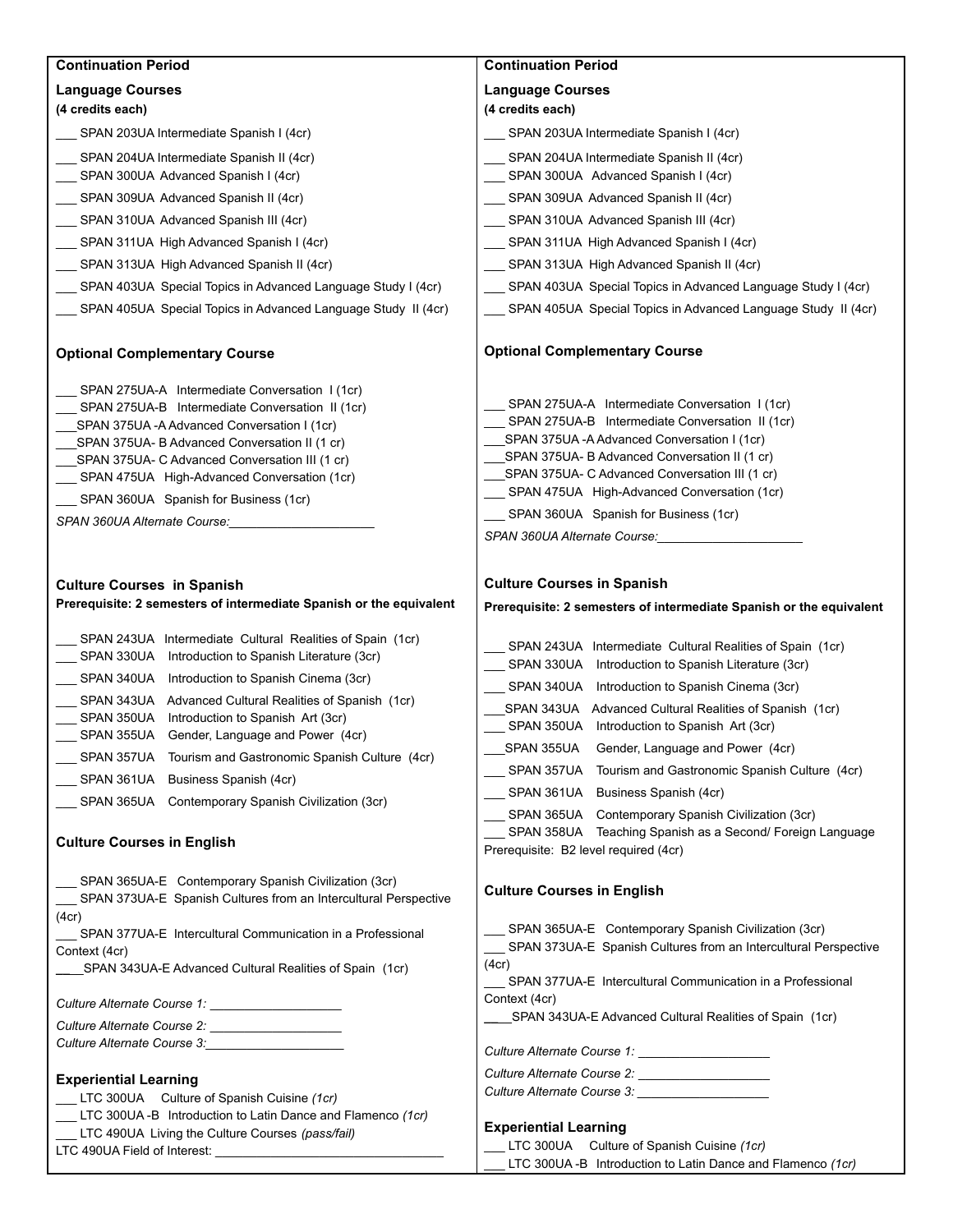## Continuation Period

### Language Courses
**(4 credits each)**

___ SPAN 203UA Intermediate Spanish I (4cr)

___ SPAN 204UA Intermediate Spanish II (4cr)

___ SPAN 300UA Advanced Spanish I (4cr)

___ SPAN 309UA Advanced Spanish II (4cr)

___ SPAN 310UA Advanced Spanish III (4cr)

___ SPAN 311UA High Advanced Spanish I (4cr)

___ SPAN 313UA High Advanced Spanish II (4cr)

___ SPAN 403UA Special Topics in Advanced Language Study I (4cr)

___ SPAN 405UA Special Topics in Advanced Language Study II (4cr)

### Optional Complementary Course

___ SPAN 275UA-A Intermediate Conversation I (1cr)

___ SPAN 275UA-B Intermediate Conversation II (1cr)

___SPAN 375UA -A Advanced Conversation I (1cr)

___SPAN 375UA- B Advanced Conversation II (1 cr)

___SPAN 375UA- C Advanced Conversation III (1 cr)

___ SPAN 475UA High-Advanced Conversation (1cr)

___ SPAN 360UA Spanish for Business (1cr)

*SPAN 360UA Alternate Course:*_____________________

### Culture Courses in Spanish
**Prerequisite: 2 semesters of intermediate Spanish or the equivalent**

___ SPAN 243UA Intermediate Cultural Realities of Spain (1cr)

___ SPAN 330UA Introduction to Spanish Literature (3cr)

___ SPAN 340UA Introduction to Spanish Cinema (3cr)

___ SPAN 343UA Advanced Cultural Realities of Spanish (1cr)

___ SPAN 350UA Introduction to Spanish Art (3cr)

___ SPAN 355UA Gender, Language and Power (4cr)

___ SPAN 357UA Tourism and Gastronomic Spanish Culture (4cr)

___ SPAN 361UA Business Spanish (4cr)

___ SPAN 365UA Contemporary Spanish Civilization (3cr)

### Culture Courses in English

___ SPAN 365UA-E Contemporary Spanish Civilization (3cr)

___ SPAN 373UA-E Spanish Cultures from an Intercultural Perspective (4cr)

___ SPAN 377UA-E Intercultural Communication in a Professional Context (4cr)

____SPAN 343UA-E Advanced Cultural Realities of Spain (1cr)

*Culture Alternate Course 1:* ___________________

*Culture Alternate Course 2:* ___________________

*Culture Alternate Course 3:*___________________

### Experiential Learning

___ LTC 300UA Culture of Spanish Cuisine *(1cr)*

___ LTC 300UA -B Introduction to Latin Dance and Flamenco *(1cr)*

___ LTC 490UA Living the Culture Courses *(pass/fail)*

LTC 490UA Field of Interest: ________________________________

## Continuation Period

### Language Courses
**(4 credits each)**

___ SPAN 203UA Intermediate Spanish I (4cr)

___ SPAN 204UA Intermediate Spanish II (4cr)

___ SPAN 300UA Advanced Spanish I (4cr)

___ SPAN 309UA Advanced Spanish II (4cr)

___ SPAN 310UA Advanced Spanish III (4cr)

___ SPAN 311UA High Advanced Spanish I (4cr)

___ SPAN 313UA High Advanced Spanish II (4cr)

___ SPAN 403UA Special Topics in Advanced Language Study I (4cr)

___ SPAN 405UA Special Topics in Advanced Language Study II (4cr)

### Optional Complementary Course

___ SPAN 275UA-A Intermediate Conversation I (1cr)

___ SPAN 275UA-B Intermediate Conversation II (1cr)

___SPAN 375UA -A Advanced Conversation I (1cr)

___SPAN 375UA- B Advanced Conversation II (1 cr)

___SPAN 375UA- C Advanced Conversation III (1 cr)

___ SPAN 475UA High-Advanced Conversation (1cr)

___ SPAN 360UA Spanish for Business (1cr)

*SPAN 360UA Alternate Course:*_____________________

### Culture Courses in Spanish
**Prerequisite: 2 semesters of intermediate Spanish or the equivalent**

___ SPAN 243UA Intermediate Cultural Realities of Spain (1cr)

___ SPAN 330UA Introduction to Spanish Literature (3cr)

___ SPAN 340UA Introduction to Spanish Cinema (3cr)

___SPAN 343UA Advanced Cultural Realities of Spanish (1cr)

___ SPAN 350UA Introduction to Spanish Art (3cr)

___SPAN 355UA Gender, Language and Power (4cr)

___ SPAN 357UA Tourism and Gastronomic Spanish Culture (4cr)

___ SPAN 361UA Business Spanish (4cr)

___ SPAN 365UA Contemporary Spanish Civilization (3cr)

___ SPAN 358UA Teaching Spanish as a Second/ Foreign Language Prerequisite: B2 level required (4cr)

### Culture Courses in English

___ SPAN 365UA-E Contemporary Spanish Civilization (3cr)

___ SPAN 373UA-E Spanish Cultures from an Intercultural Perspective (4cr)

___ SPAN 377UA-E Intercultural Communication in a Professional Context (4cr)

____SPAN 343UA-E Advanced Cultural Realities of Spain (1cr)

*Culture Alternate Course 1:* ___________________

*Culture Alternate Course 2:* ___________________

*Culture Alternate Course 3:* ___________________

### Experiential Learning

___ LTC 300UA Culture of Spanish Cuisine *(1cr)*

___ LTC 300UA -B Introduction to Latin Dance and Flamenco *(1cr)*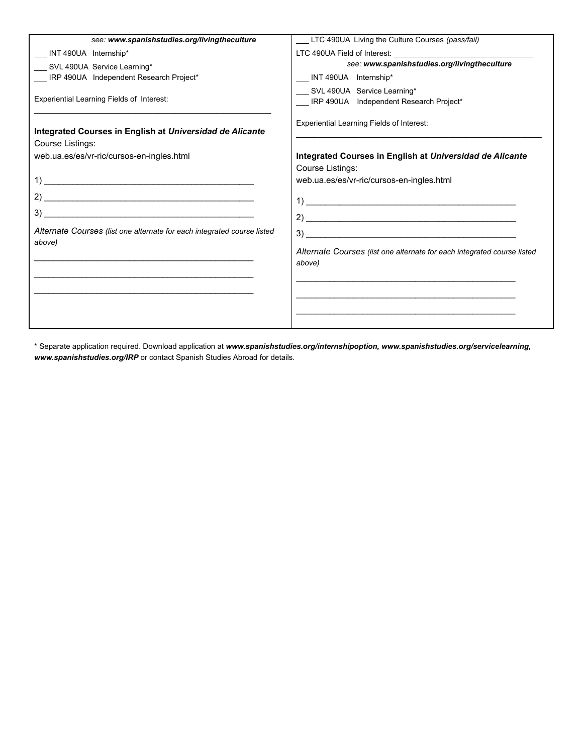*see: **www.spanishstudies.org/livingtheculture***

___ INT 490UA Internship*

___ SVL 490UA Service Learning*

___ IRP 490UA Independent Research Project*

Experiential Learning Fields of Interest:

______________________________________________

**Integrated Courses in English at *Universidad de Alicante***

Course Listings:

web.ua.es/es/vr-ric/cursos-en-ingles.html

1) ______________________________________________

2) ______________________________________________

3) ______________________________________________

*Alternate Courses (list one alternate for each integrated course listed above)*

______________________________________________

______________________________________________

______________________________________________

___ LTC 490UA Living the Culture Courses *(pass/fail)*

LTC 490UA Field of Interest: ______________________________

*see: **www.spanishstudies.org/livingtheculture***

___ INT 490UA Internship*

___ SVL 490UA Service Learning*

___ IRP 490UA Independent Research Project*

Experiential Learning Fields of Interest:

______________________________________________

**Integrated Courses in English at *Universidad de Alicante***

Course Listings:

web.ua.es/es/vr-ric/cursos-en-ingles.html

1) ______________________________________________

2) ______________________________________________

3) ______________________________________________

*Alternate Courses (list one alternate for each integrated course listed above)*

______________________________________________

______________________________________________

______________________________________________

* Separate application required. Download application at ***www.spanishstudies.org/internshipoption, www.spanishstudies.org/servicelearning, www.spanishstudies.org/IRP*** or contact Spanish Studies Abroad for details.